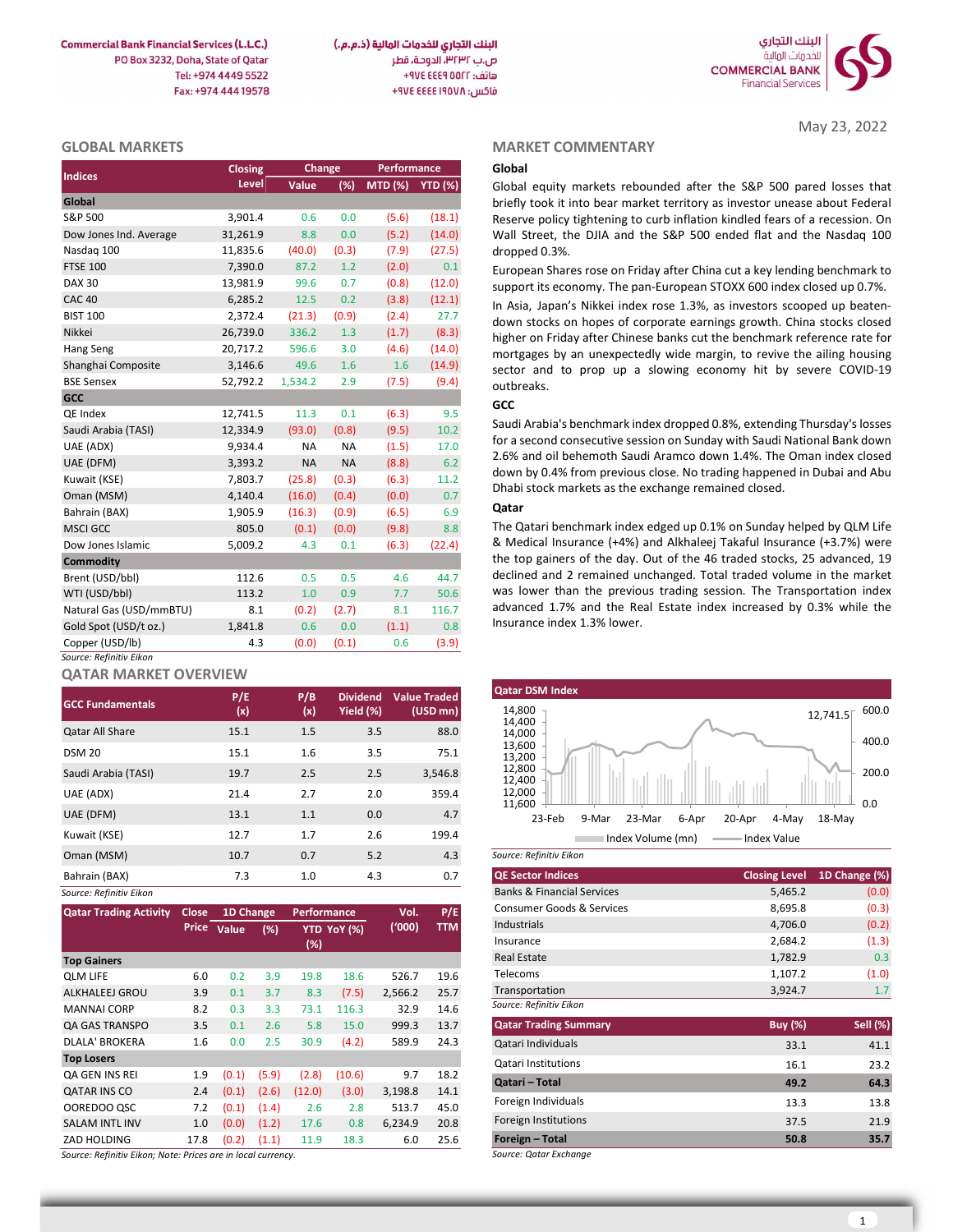Commercial Bank Financial Services (L.L.C.)
PO Box 3232, Doha, State of Qatar
Tel: +974 4449 5522
Fax: +974 444 19578

البنك التجاري للخدمات المالية (ذ.م.م.)
ص.ب ٣٢٣٢، الدوحة، قطر
هاتف: ٥٥٢٢ ٤٤٤٩ ٩٧٤+
فاكس: ١٩٥٧٨ ٤٤٤٤ ٩٧٤+

May 23, 2022

## GLOBAL MARKETS

| Indices | Closing Level | Change Value | Change (%) | Performance MTD (%) | Performance YTD (%) |
|---|---|---|---|---|---|
| **Global** | | | | | |
| S&P 500 | 3,901.4 | 0.6 | 0.0 | (5.6) | (18.1) |
| Dow Jones Ind. Average | 31,261.9 | 8.8 | 0.0 | (5.2) | (14.0) |
| Nasdaq 100 | 11,835.6 | (40.0) | (0.3) | (7.9) | (27.5) |
| FTSE 100 | 7,390.0 | 87.2 | 1.2 | (2.0) | 0.1 |
| DAX 30 | 13,981.9 | 99.6 | 0.7 | (0.8) | (12.0) |
| CAC 40 | 6,285.2 | 12.5 | 0.2 | (3.8) | (12.1) |
| BIST 100 | 2,372.4 | (21.3) | (0.9) | (2.4) | 27.7 |
| Nikkei | 26,739.0 | 336.2 | 1.3 | (1.7) | (8.3) |
| Hang Seng | 20,717.2 | 596.6 | 3.0 | (4.6) | (14.0) |
| Shanghai Composite | 3,146.6 | 49.6 | 1.6 | 1.6 | (14.9) |
| BSE Sensex | 52,792.2 | 1,534.2 | 2.9 | (7.5) | (9.4) |
| **GCC** | | | | | |
| QE Index | 12,741.5 | 11.3 | 0.1 | (6.3) | 9.5 |
| Saudi Arabia (TASI) | 12,334.9 | (93.0) | (0.8) | (9.5) | 10.2 |
| UAE (ADX) | 9,934.4 | NA | NA | (1.5) | 17.0 |
| UAE (DFM) | 3,393.2 | NA | NA | (8.8) | 6.2 |
| Kuwait (KSE) | 7,803.7 | (25.8) | (0.3) | (6.3) | 11.2 |
| Oman (MSM) | 4,140.4 | (16.0) | (0.4) | (0.0) | 0.7 |
| Bahrain (BAX) | 1,905.9 | (16.3) | (0.9) | (6.5) | 6.9 |
| MSCI GCC | 805.0 | (0.1) | (0.0) | (9.8) | 8.8 |
| Dow Jones Islamic | 5,009.2 | 4.3 | 0.1 | (6.3) | (22.4) |
| **Commodity** | | | | | |
| Brent (USD/bbl) | 112.6 | 0.5 | 0.5 | 4.6 | 44.7 |
| WTI (USD/bbl) | 113.2 | 1.0 | 0.9 | 7.7 | 50.6 |
| Natural Gas (USD/mmBTU) | 8.1 | (0.2) | (2.7) | 8.1 | 116.7 |
| Gold Spot (USD/t oz.) | 1,841.8 | 0.6 | 0.0 | (1.1) | 0.8 |
| Copper (USD/lb) | 4.3 | (0.0) | (0.1) | 0.6 | (3.9) |

*Source: Refinitiv Eikon*

## MARKET COMMENTARY

### Global

Global equity markets rebounded after the S&P 500 pared losses that briefly took it into bear market territory as investor unease about Federal Reserve policy tightening to curb inflation kindled fears of a recession. On Wall Street, the DJIA and the S&P 500 ended flat and the Nasdaq 100 dropped 0.3%.

European Shares rose on Friday after China cut a key lending benchmark to support its economy. The pan-European STOXX 600 index closed up 0.7%.

In Asia, Japan's Nikkei index rose 1.3%, as investors scooped up beaten-down stocks on hopes of corporate earnings growth. China stocks closed higher on Friday after Chinese banks cut the benchmark reference rate for mortgages by an unexpectedly wide margin, to revive the ailing housing sector and to prop up a slowing economy hit by severe COVID-19 outbreaks.

### GCC

Saudi Arabia's benchmark index dropped 0.8%, extending Thursday's losses for a second consecutive session on Sunday with Saudi National Bank down 2.6% and oil behemoth Saudi Aramco down 1.4%. The Oman index closed down by 0.4% from previous close. No trading happened in Dubai and Abu Dhabi stock markets as the exchange remained closed.

### Qatar

The Qatari benchmark index edged up 0.1% on Sunday helped by QLM Life & Medical Insurance (+4%) and Alkhaleej Takaful Insurance (+3.7%) were the top gainers of the day. Out of the 46 traded stocks, 25 advanced, 19 declined and 2 remained unchanged. Total traded volume in the market was lower than the previous trading session. The Transportation index advanced 1.7% and the Real Estate index increased by 0.3% while the Insurance index 1.3% lower.

## QATAR MARKET OVERVIEW

| GCC Fundamentals | P/E (x) | P/B (x) | Dividend Yield (%) | Value Traded (USD mn) |
|---|---|---|---|---|
| Qatar All Share | 15.1 | 1.5 | 3.5 | 88.0 |
| DSM 20 | 15.1 | 1.6 | 3.5 | 75.1 |
| Saudi Arabia (TASI) | 19.7 | 2.5 | 2.5 | 3,546.8 |
| UAE (ADX) | 21.4 | 2.7 | 2.0 | 359.4 |
| UAE (DFM) | 13.1 | 1.1 | 0.0 | 4.7 |
| Kuwait (KSE) | 12.7 | 1.7 | 2.6 | 199.4 |
| Oman (MSM) | 10.7 | 0.7 | 5.2 | 4.3 |
| Bahrain (BAX) | 7.3 | 1.0 | 4.3 | 0.7 |

*Source: Refinitiv Eikon*

**Qatar DSM Index**

Chart: Index Volume (mn) and Index Value, 23-Feb to 18-May; latest value 12,741.5

*Source: Refinitiv Eikon*

| Qatar Trading Activity | Close Price | 1D Change Value | 1D Change (%) | Performance YTD (%) | Performance YoY (%) | Vol. ('000) | P/E TTM |
|---|---|---|---|---|---|---|---|
| **Top Gainers** | | | | | | | |
| QLM LIFE | 6.0 | 0.2 | 3.9 | 19.8 | 18.6 | 526.7 | 19.6 |
| ALKHALEEJ GROU | 3.9 | 0.1 | 3.7 | 8.3 | (7.5) | 2,566.2 | 25.7 |
| MANNAI CORP | 8.2 | 0.3 | 3.3 | 73.1 | 116.3 | 32.9 | 14.6 |
| QA GAS TRANSPO | 3.5 | 0.1 | 2.6 | 5.8 | 15.0 | 999.3 | 13.7 |
| DLALA' BROKERA | 1.6 | 0.0 | 2.5 | 30.9 | (4.2) | 589.9 | 24.3 |
| **Top Losers** | | | | | | | |
| QA GEN INS REI | 1.9 | (0.1) | (5.9) | (2.8) | (10.6) | 9.7 | 18.2 |
| QATAR INS CO | 2.4 | (0.1) | (2.6) | (12.0) | (3.0) | 3,198.8 | 14.1 |
| OOREDOO QSC | 7.2 | (0.1) | (1.4) | 2.6 | 2.8 | 513.7 | 45.0 |
| SALAM INTL INV | 1.0 | (0.0) | (1.2) | 17.6 | 0.8 | 6,234.9 | 20.8 |
| ZAD HOLDING | 17.8 | (0.2) | (1.1) | 11.9 | 18.3 | 6.0 | 25.6 |

*Source: Refinitiv Eikon; Note: Prices are in local currency.*

| QE Sector Indices | Closing Level | 1D Change (%) |
|---|---|---|
| Banks & Financial Services | 5,465.2 | (0.0) |
| Consumer Goods & Services | 8,695.8 | (0.3) |
| Industrials | 4,706.0 | (0.2) |
| Insurance | 2,684.2 | (1.3) |
| Real Estate | 1,782.9 | 0.3 |
| Telecoms | 1,107.2 | (1.0) |
| Transportation | 3,924.7 | 1.7 |

*Source: Refinitiv Eikon*

| Qatar Trading Summary | Buy (%) | Sell (%) |
|---|---|---|
| Qatari Individuals | 33.1 | 41.1 |
| Qatari Institutions | 16.1 | 23.2 |
| **Qatari – Total** | **49.2** | **64.3** |
| Foreign Individuals | 13.3 | 13.8 |
| Foreign Institutions | 37.5 | 21.9 |
| **Foreign – Total** | **50.8** | **35.7** |

*Source: Qatar Exchange*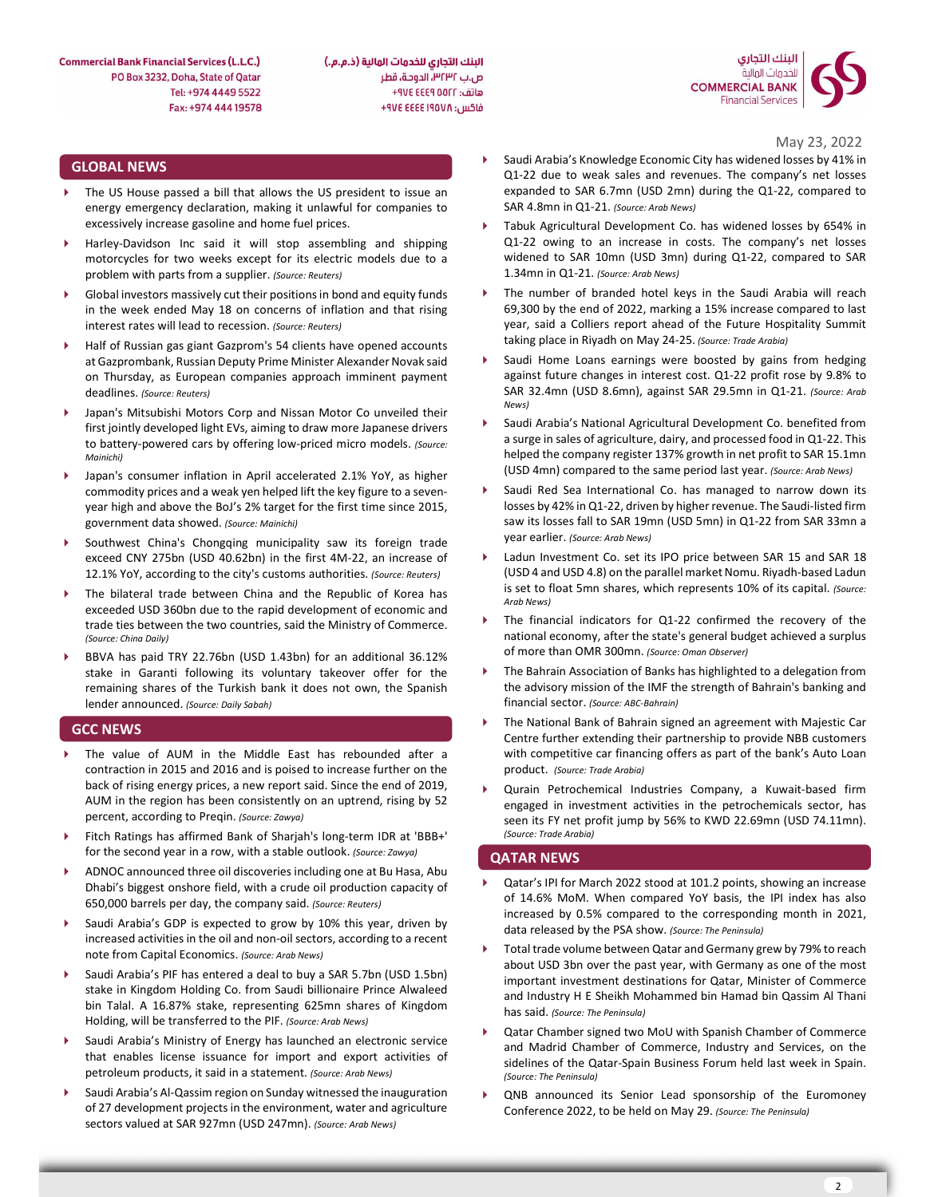May 23, 2022

## GLOBAL NEWS

- The US House passed a bill that allows the US president to issue an energy emergency declaration, making it unlawful for companies to excessively increase gasoline and home fuel prices.
- Harley-Davidson Inc said it will stop assembling and shipping motorcycles for two weeks except for its electric models due to a problem with parts from a supplier. *(Source: Reuters)*
- Global investors massively cut their positions in bond and equity funds in the week ended May 18 on concerns of inflation and that rising interest rates will lead to recession. *(Source: Reuters)*
- Half of Russian gas giant Gazprom's 54 clients have opened accounts at Gazprombank, Russian Deputy Prime Minister Alexander Novak said on Thursday, as European companies approach imminent payment deadlines. *(Source: Reuters)*
- Japan's Mitsubishi Motors Corp and Nissan Motor Co unveiled their first jointly developed light EVs, aiming to draw more Japanese drivers to battery-powered cars by offering low-priced micro models. *(Source: Mainichi)*
- Japan's consumer inflation in April accelerated 2.1% YoY, as higher commodity prices and a weak yen helped lift the key figure to a seven-year high and above the BoJ's 2% target for the first time since 2015, government data showed. *(Source: Mainichi)*
- Southwest China's Chongqing municipality saw its foreign trade exceed CNY 275bn (USD 40.62bn) in the first 4M-22, an increase of 12.1% YoY, according to the city's customs authorities. *(Source: Reuters)*
- The bilateral trade between China and the Republic of Korea has exceeded USD 360bn due to the rapid development of economic and trade ties between the two countries, said the Ministry of Commerce. *(Source: China Daily)*
- BBVA has paid TRY 22.76bn (USD 1.43bn) for an additional 36.12% stake in Garanti following its voluntary takeover offer for the remaining shares of the Turkish bank it does not own, the Spanish lender announced. *(Source: Daily Sabah)*

## GCC NEWS

- The value of AUM in the Middle East has rebounded after a contraction in 2015 and 2016 and is poised to increase further on the back of rising energy prices, a new report said. Since the end of 2019, AUM in the region has been consistently on an uptrend, rising by 52 percent, according to Preqin. *(Source: Zawya)*
- Fitch Ratings has affirmed Bank of Sharjah's long-term IDR at 'BBB+' for the second year in a row, with a stable outlook. *(Source: Zawya)*
- ADNOC announced three oil discoveries including one at Bu Hasa, Abu Dhabi's biggest onshore field, with a crude oil production capacity of 650,000 barrels per day, the company said. *(Source: Reuters)*
- Saudi Arabia's GDP is expected to grow by 10% this year, driven by increased activities in the oil and non-oil sectors, according to a recent note from Capital Economics. *(Source: Arab News)*
- Saudi Arabia's PIF has entered a deal to buy a SAR 5.7bn (USD 1.5bn) stake in Kingdom Holding Co. from Saudi billionaire Prince Alwaleed bin Talal. A 16.87% stake, representing 625mn shares of Kingdom Holding, will be transferred to the PIF. *(Source: Arab News)*
- Saudi Arabia's Ministry of Energy has launched an electronic service that enables license issuance for import and export activities of petroleum products, it said in a statement. *(Source: Arab News)*
- Saudi Arabia's Al-Qassim region on Sunday witnessed the inauguration of 27 development projects in the environment, water and agriculture sectors valued at SAR 927mn (USD 247mn). *(Source: Arab News)*
- Saudi Arabia's Knowledge Economic City has widened losses by 41% in Q1-22 due to weak sales and revenues. The company's net losses expanded to SAR 6.7mn (USD 2mn) during the Q1-22, compared to SAR 4.8mn in Q1-21. *(Source: Arab News)*
- Tabuk Agricultural Development Co. has widened losses by 654% in Q1-22 owing to an increase in costs. The company's net losses widened to SAR 10mn (USD 3mn) during Q1-22, compared to SAR 1.34mn in Q1-21. *(Source: Arab News)*
- The number of branded hotel keys in the Saudi Arabia will reach 69,300 by the end of 2022, marking a 15% increase compared to last year, said a Colliers report ahead of the Future Hospitality Summit taking place in Riyadh on May 24-25. *(Source: Trade Arabia)*
- Saudi Home Loans earnings were boosted by gains from hedging against future changes in interest cost. Q1-22 profit rose by 9.8% to SAR 32.4mn (USD 8.6mn), against SAR 29.5mn in Q1-21. *(Source: Arab News)*
- Saudi Arabia's National Agricultural Development Co. benefited from a surge in sales of agriculture, dairy, and processed food in Q1-22. This helped the company register 137% growth in net profit to SAR 15.1mn (USD 4mn) compared to the same period last year. *(Source: Arab News)*
- Saudi Red Sea International Co. has managed to narrow down its losses by 42% in Q1-22, driven by higher revenue. The Saudi-listed firm saw its losses fall to SAR 19mn (USD 5mn) in Q1-22 from SAR 33mn a year earlier. *(Source: Arab News)*
- Ladun Investment Co. set its IPO price between SAR 15 and SAR 18 (USD 4 and USD 4.8) on the parallel market Nomu. Riyadh-based Ladun is set to float 5mn shares, which represents 10% of its capital. *(Source: Arab News)*
- The financial indicators for Q1-22 confirmed the recovery of the national economy, after the state's general budget achieved a surplus of more than OMR 300mn. *(Source: Oman Observer)*
- The Bahrain Association of Banks has highlighted to a delegation from the advisory mission of the IMF the strength of Bahrain's banking and financial sector. *(Source: ABC-Bahrain)*
- The National Bank of Bahrain signed an agreement with Majestic Car Centre further extending their partnership to provide NBB customers with competitive car financing offers as part of the bank's Auto Loan product. *(Source: Trade Arabia)*
- Qurain Petrochemical Industries Company, a Kuwait-based firm engaged in investment activities in the petrochemicals sector, has seen its FY net profit jump by 56% to KWD 22.69mn (USD 74.11mn). *(Source: Trade Arabia)*

## QATAR NEWS

- Qatar's IPI for March 2022 stood at 101.2 points, showing an increase of 14.6% MoM. When compared YoY basis, the IPI index has also increased by 0.5% compared to the corresponding month in 2021, data released by the PSA show. *(Source: The Peninsula)*
- Total trade volume between Qatar and Germany grew by 79% to reach about USD 3bn over the past year, with Germany as one of the most important investment destinations for Qatar, Minister of Commerce and Industry H E Sheikh Mohammed bin Hamad bin Qassim Al Thani has said. *(Source: The Peninsula)*
- Qatar Chamber signed two MoU with Spanish Chamber of Commerce and Madrid Chamber of Commerce, Industry and Services, on the sidelines of the Qatar-Spain Business Forum held last week in Spain. *(Source: The Peninsula)*
- QNB announced its Senior Lead sponsorship of the Euromoney Conference 2022, to be held on May 29. *(Source: The Peninsula)*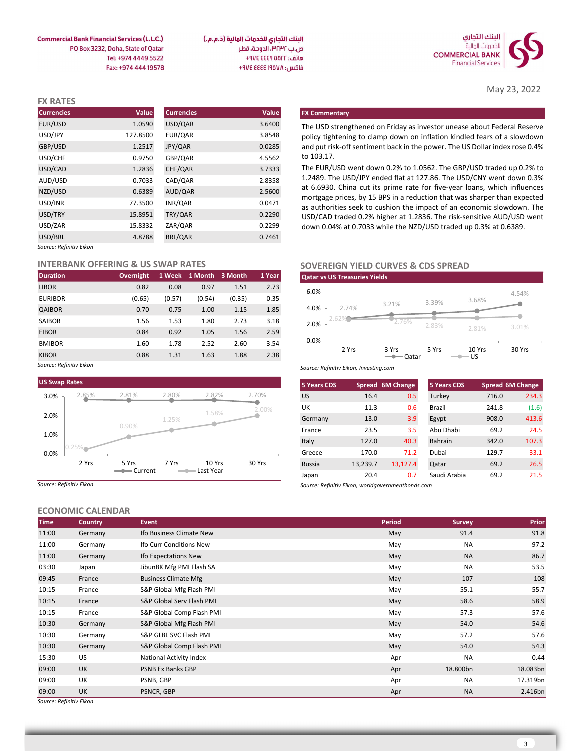Commercial Bank Financial Services (L.L.C.)
PO Box 3232, Doha, State of Qatar
Tel: +974 4449 5522
Fax: +974 444 19578

البنك التجاري للخدمات المالية (ذ.م.م.)
ص.ب ٣٢٣٢، الدوحة، قطر
هاتف: ٥٥٢٢ ٤٤٤٩ ٩٧٤+
فاكس: ١٩٥٧٨ ٤٤٤٤ ٩٧٤+

May 23, 2022

## FX RATES

| Currencies | Value | Currencies | Value |
|---|---|---|---|
| EUR/USD | 1.0590 | USD/QAR | 3.6400 |
| USD/JPY | 127.8500 | EUR/QAR | 3.8548 |
| GBP/USD | 1.2517 | JPY/QAR | 0.0285 |
| USD/CHF | 0.9750 | GBP/QAR | 4.5562 |
| USD/CAD | 1.2836 | CHF/QAR | 3.7333 |
| AUD/USD | 0.7033 | CAD/QAR | 2.8358 |
| NZD/USD | 0.6389 | AUD/QAR | 2.5600 |
| USD/INR | 77.3500 | INR/QAR | 0.0471 |
| USD/TRY | 15.8951 | TRY/QAR | 0.2290 |
| USD/ZAR | 15.8332 | ZAR/QAR | 0.2299 |
| USD/BRL | 4.8788 | BRL/QAR | 0.7461 |

*Source: Refinitiv Eikon*

### FX Commentary

The USD strengthened on Friday as investor unease about Federal Reserve policy tightening to clamp down on inflation kindled fears of a slowdown and put risk-off sentiment back in the power. The US Dollar index rose 0.4% to 103.17.

The EUR/USD went down 0.2% to 1.0562. The GBP/USD traded up 0.2% to 1.2489. The USD/JPY ended flat at 127.86. The USD/CNY went down 0.3% at 6.6930. China cut its prime rate for five-year loans, which influences mortgage prices, by 15 BPS in a reduction that was sharper than expected as authorities seek to cushion the impact of an economic slowdown. The USD/CAD traded 0.2% higher at 1.2836. The risk-sensitive AUD/USD went down 0.04% at 0.7033 while the NZD/USD traded up 0.3% at 0.6389.

## INTERBANK OFFERING & US SWAP RATES

| Duration | Overnight | 1 Week | 1 Month | 3 Month | 1 Year |
|---|---|---|---|---|---|
| LIBOR | 0.82 | 0.08 | 0.97 | 1.51 | 2.73 |
| EURIBOR | (0.65) | (0.57) | (0.54) | (0.35) | 0.35 |
| QAIBOR | 0.70 | 0.75 | 1.00 | 1.15 | 1.85 |
| SAIBOR | 1.56 | 1.53 | 1.80 | 2.73 | 3.18 |
| EIBOR | 0.84 | 0.92 | 1.05 | 1.56 | 2.59 |
| BMIBOR | 1.60 | 1.78 | 2.52 | 2.60 | 3.54 |
| KIBOR | 0.88 | 1.31 | 1.63 | 1.88 | 2.38 |

*Source: Refinitiv Eikon*

### US Swap Rates

| | 2 Yrs | 5 Yrs | 7 Yrs | 10 Yrs | 30 Yrs |
|---|---|---|---|---|---|
| Current | 2.85% | 2.81% | 2.80% | 2.82% | 2.70% |
| Last Year | 0.25% | 0.90% | 1.25% | 1.58% | 2.00% |

*Source: Refinitiv Eikon*

## SOVEREIGN YIELD CURVES & CDS SPREAD

### Qatar vs US Treasuries Yields

| | 2 Yrs | 3 Yrs | 5 Yrs | 10 Yrs | 30 Yrs |
|---|---|---|---|---|---|
| Qatar | 2.74% | 3.21% | 3.39% | 3.68% | 4.54% |
| US | 2.62% | 2.76% | 2.83% | 2.81% | 3.01% |

*Source: Refinitiv Eikon, Investing.com*

| 5 Years CDS | Spread | 6M Change | 5 Years CDS | Spread | 6M Change |
|---|---|---|---|---|---|
| US | 16.4 | 0.5 | Turkey | 716.0 | 234.3 |
| UK | 11.3 | 0.6 | Brazil | 241.8 | (1.6) |
| Germany | 13.0 | 3.9 | Egypt | 908.0 | 413.6 |
| France | 23.5 | 3.5 | Abu Dhabi | 69.2 | 24.5 |
| Italy | 127.0 | 40.3 | Bahrain | 342.0 | 107.3 |
| Greece | 170.0 | 71.2 | Dubai | 129.7 | 33.1 |
| Russia | 13,239.7 | 13,127.4 | Qatar | 69.2 | 26.5 |
| Japan | 20.4 | 0.7 | Saudi Arabia | 69.2 | 21.5 |

*Source: Refinitiv Eikon, worldgovernmentbonds.com*

## ECONOMIC CALENDAR

| Time | Country | Event | Period | Survey | Prior |
|---|---|---|---|---|---|
| 11:00 | Germany | Ifo Business Climate New | May | 91.4 | 91.8 |
| 11:00 | Germany | Ifo Curr Conditions New | May | NA | 97.2 |
| 11:00 | Germany | Ifo Expectations New | May | NA | 86.7 |
| 03:30 | Japan | JibunBK Mfg PMI Flash SA | May | NA | 53.5 |
| 09:45 | France | Business Climate Mfg | May | 107 | 108 |
| 10:15 | France | S&P Global Mfg Flash PMI | May | 55.1 | 55.7 |
| 10:15 | France | S&P Global Serv Flash PMI | May | 58.6 | 58.9 |
| 10:15 | France | S&P Global Comp Flash PMI | May | 57.3 | 57.6 |
| 10:30 | Germany | S&P Global Mfg Flash PMI | May | 54.0 | 54.6 |
| 10:30 | Germany | S&P GLBL SVC Flash PMI | May | 57.2 | 57.6 |
| 10:30 | Germany | S&P Global Comp Flash PMI | May | 54.0 | 54.3 |
| 15:30 | US | National Activity Index | Apr | NA | 0.44 |
| 09:00 | UK | PSNB Ex Banks GBP | Apr | 18.800bn | 18.083bn |
| 09:00 | UK | PSNB, GBP | Apr | NA | 17.319bn |
| 09:00 | UK | PSNCR, GBP | Apr | NA | -2.416bn |

*Source: Refinitiv Eikon*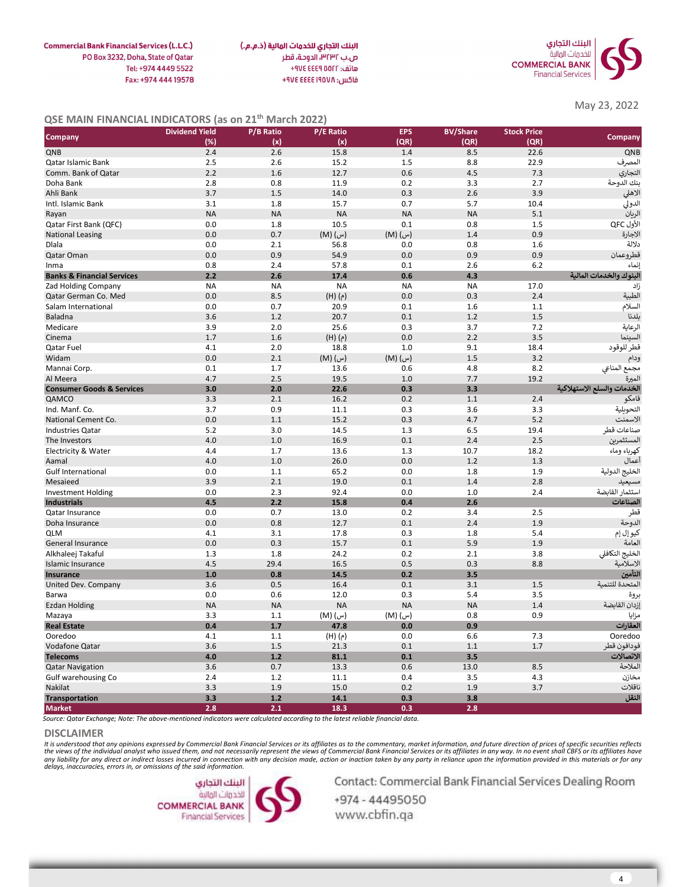Commercial Bank Financial Services (L.L.C.)
PO Box 3232, Doha, State of Qatar
Tel: +974 4449 5522
Fax: +974 444 19578

البنك التجاري للخدمات المالية (ذ.م.م.)
ص.ب ٣٢٣٢، الدوحة، قطر
هاتف: ٥٥٢٢ ٤٤٤٩ ٩٧٤+
فاكس: ١٩٥٧٨ ٤٤٤٤ ٩٧٤+

البنك التجاري للخدمات المالية
COMMERCIAL BANK Financial Services

May 23, 2022

## QSE MAIN FINANCIAL INDICATORS (as on 21th March 2022)

| Company | Dividend Yield (%) | P/B Ratio (x) | P/E Ratio (x) | EPS (QR) | BV/Share (QR) | Stock Price (QR) | Company |
|---|---|---|---|---|---|---|---|
| QNB | 2.4 | 2.6 | 15.8 | 1.4 | 8.5 | 22.6 | QNB |
| Qatar Islamic Bank | 2.5 | 2.6 | 15.2 | 1.5 | 8.8 | 22.9 | المصرف |
| Comm. Bank of Qatar | 2.2 | 1.6 | 12.7 | 0.6 | 4.5 | 7.3 | التجاري |
| Doha Bank | 2.8 | 0.8 | 11.9 | 0.2 | 3.3 | 2.7 | بنك الدوحة |
| Ahli Bank | 3.7 | 1.5 | 14.0 | 0.3 | 2.6 | 3.9 | الاهلي |
| Intl. Islamic Bank | 3.1 | 1.8 | 15.7 | 0.7 | 5.7 | 10.4 | الدولي |
| Rayan | NA | NA | NA | NA | NA | 5.1 | الريان |
| Qatar First Bank (QFC) | 0.0 | 1.8 | 10.5 | 0.1 | 0.8 | 1.5 | الأول QFC |
| National Leasing | 0.0 | 0.7 | (س) (M) | (س) (M) | 1.4 | 0.9 | الاجارة |
| Dlala | 0.0 | 2.1 | 56.8 | 0.0 | 0.8 | 1.6 | دلالة |
| Qatar Oman | 0.0 | 0.9 | 54.9 | 0.0 | 0.9 | 0.9 | قطروعمان |
| Inma | 0.8 | 2.4 | 57.8 | 0.1 | 2.6 | 6.2 | إنماء |
| **Banks & Financial Services** | **2.2** | **2.6** | **17.4** | **0.6** | **4.3** | | **البنوك والخدمات المالية** |
| Zad Holding Company | NA | NA | NA | NA | NA | 17.0 | زاد |
| Qatar German Co. Med | 0.0 | 8.5 | (م) (H) | 0.0 | 0.3 | 2.4 | الطبية |
| Salam International | 0.0 | 0.7 | 20.9 | 0.1 | 1.6 | 1.1 | السلام |
| Baladna | 3.6 | 1.2 | 20.7 | 0.1 | 1.2 | 1.5 | بلدنا |
| Medicare | 3.9 | 2.0 | 25.6 | 0.3 | 3.7 | 7.2 | الرعاية |
| Cinema | 1.7 | 1.6 | (م) (H) | 0.0 | 2.2 | 3.5 | السينما |
| Qatar Fuel | 4.1 | 2.0 | 18.8 | 1.0 | 9.1 | 18.4 | قطر للوقود |
| Widam | 0.0 | 2.1 | (س) (M) | (س) (M) | 1.5 | 3.2 | ودام |
| Mannai Corp. | 0.1 | 1.7 | 13.6 | 0.6 | 4.8 | 8.2 | مجمع المناعي |
| Al Meera | 4.7 | 2.5 | 19.5 | 1.0 | 7.7 | 19.2 | الميرة |
| **Consumer Goods & Services** | **3.0** | **2.0** | **22.6** | **0.3** | **3.3** | | **الخدمات والسلع الاستهلاكية** |
| QAMCO | 3.3 | 2.1 | 16.2 | 0.2 | 1.1 | 2.4 | قامكو |
| Ind. Manf. Co. | 3.7 | 0.9 | 11.1 | 0.3 | 3.6 | 3.3 | التحويلية |
| National Cement Co. | 0.0 | 1.1 | 15.2 | 0.3 | 4.7 | 5.2 | الاسمنت |
| Industries Qatar | 5.2 | 3.0 | 14.5 | 1.3 | 6.5 | 19.4 | صناعات قطر |
| The Investors | 4.0 | 1.0 | 16.9 | 0.1 | 2.4 | 2.5 | المستثمرين |
| Electricity & Water | 4.4 | 1.7 | 13.6 | 1.3 | 10.7 | 18.2 | كهرباء وماء |
| Aamal | 4.0 | 1.0 | 26.0 | 0.0 | 1.2 | 1.3 | أعمال |
| Gulf International | 0.0 | 1.1 | 65.2 | 0.0 | 1.8 | 1.9 | الخليج الدولية |
| Mesaieed | 3.9 | 2.1 | 19.0 | 0.1 | 1.4 | 2.8 | مسيعيد |
| Investment Holding | 0.0 | 2.3 | 92.4 | 0.0 | 1.0 | 2.4 | استثمار القابضة |
| **Industrials** | **4.5** | **2.2** | **15.8** | **0.4** | **2.6** | | **الصناعات** |
| Qatar Insurance | 0.0 | 0.7 | 13.0 | 0.2 | 3.4 | 2.5 | قطر |
| Doha Insurance | 0.0 | 0.8 | 12.7 | 0.1 | 2.4 | 1.9 | الدوحة |
| QLM | 4.1 | 3.1 | 17.8 | 0.3 | 1.8 | 5.4 | كيو إل إم |
| General Insurance | 0.0 | 0.3 | 15.7 | 0.1 | 5.9 | 1.9 | العامة |
| Alkhaleej Takaful | 1.3 | 1.8 | 24.2 | 0.2 | 2.1 | 3.8 | الخليج التكافلي |
| Islamic Insurance | 4.5 | 29.4 | 16.5 | 0.5 | 0.3 | 8.8 | الاسلامية |
| **Insurance** | **1.0** | **0.8** | **14.5** | **0.2** | **3.5** | | **التأمين** |
| United Dev. Company | 3.6 | 0.5 | 16.4 | 0.1 | 3.1 | 1.5 | المتحدة للتنمية |
| Barwa | 0.0 | 0.6 | 12.0 | 0.3 | 5.4 | 3.5 | بروة |
| Ezdan Holding | NA | NA | NA | NA | NA | 1.4 | إزدان القابضة |
| Mazaya | 3.3 | 1.1 | (س) (M) | (س) (M) | 0.8 | 0.9 | مزايا |
| **Real Estate** | **0.4** | **1.7** | **47.8** | **0.0** | **0.9** | | **العقارات** |
| Ooredoo | 4.1 | 1.1 | (م) (H) | 0.0 | 6.6 | 7.3 | Ooredoo |
| Vodafone Qatar | 3.6 | 1.5 | 21.3 | 0.1 | 1.1 | 1.7 | فودافون قطر |
| **Telecoms** | **4.0** | **1.2** | **81.1** | **0.1** | **3.5** | | **الاتصالات** |
| Qatar Navigation | 3.6 | 0.7 | 13.3 | 0.6 | 13.0 | 8.5 | الملاحة |
| Gulf warehousing Co | 2.4 | 1.2 | 11.1 | 0.4 | 3.5 | 4.3 | مخازن |
| Nakilat | 3.3 | 1.9 | 15.0 | 0.2 | 1.9 | 3.7 | ناقلات |
| **Transportation** | **3.3** | **1.2** | **14.1** | **0.3** | **3.8** | | **النقل** |
| **Market** | **2.8** | **2.1** | **18.3** | **0.3** | **2.8** | | |

*Source: Qatar Exchange; Note: The above-mentioned indicators were calculated according to the latest reliable financial data.*

## DISCLAIMER

*It is understood that any opinions expressed by Commercial Bank Financial Services or its affiliates as to the commentary, market information, and future direction of prices of specific securities reflects the views of the individual analyst who issued them, and not necessarily represent the views of Commercial Bank Financial Services or its affiliates in any way. In no event shall CBFS or its affiliates have any liability for any direct or indirect losses incurred in connection with any decision made, action or inaction taken by any party in reliance upon the information provided in this materials or for any delays, inaccuracies, errors in, or omissions of the said information.*

البنك التجاري للخدمات المالية
COMMERCIAL BANK Financial Services

Contact: Commercial Bank Financial Services Dealing Room
+974 - 44495050
www.cbfin.qa